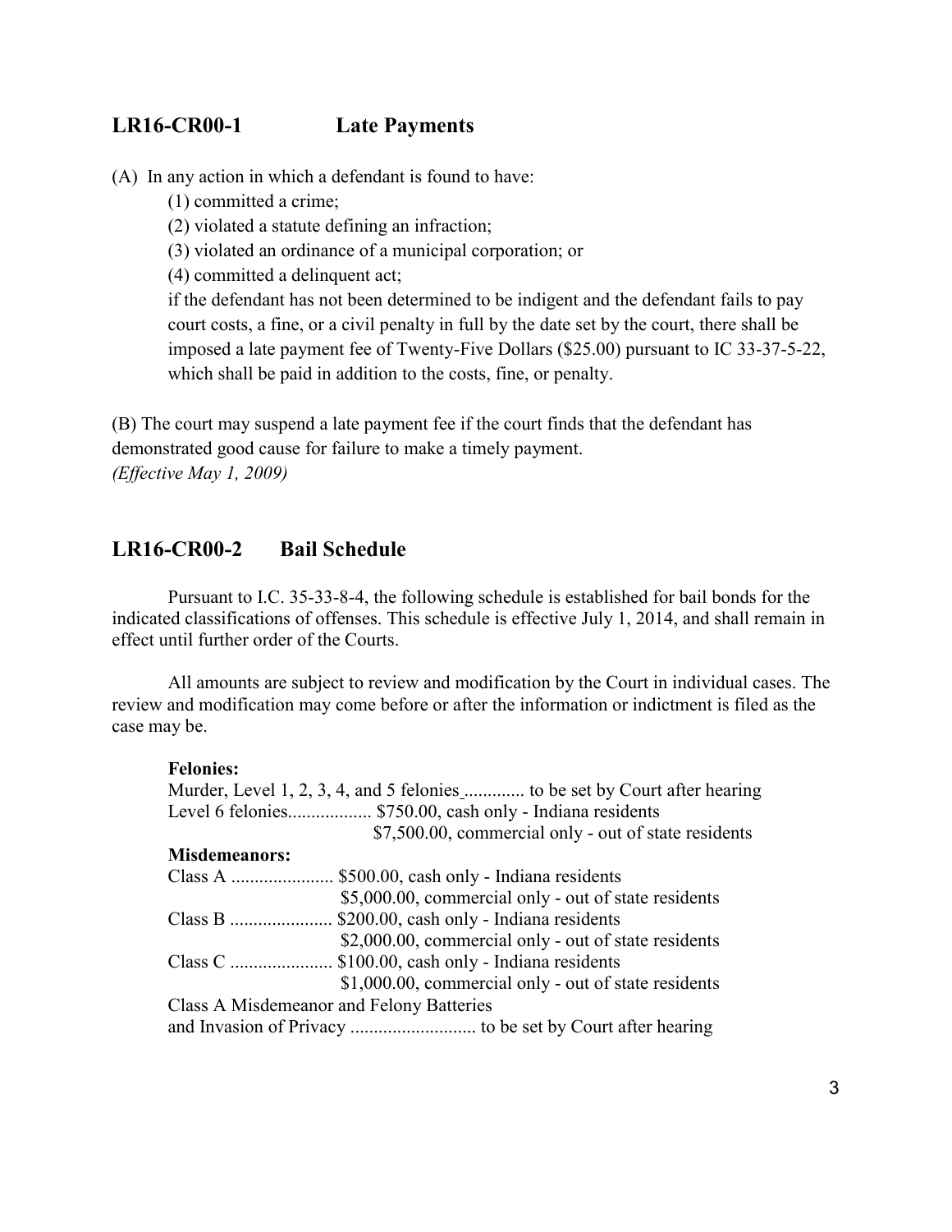## LR16-CR00-1 Late Payments

(A) In any action in which a defendant is found to have:

(1) committed a crime;

(2) violated a statute defining an infraction;

(3) violated an ordinance of a municipal corporation; or

(4) committed a delinquent act;

if the defendant has not been determined to be indigent and the defendant fails to pay court costs, a fine, or a civil penalty in full by the date set by the court, there shall be imposed a late payment fee of Twenty-Five Dollars ($25.00) pursuant to IC 33-37-5-22, which shall be paid in addition to the costs, fine, or penalty.

(B) The court may suspend a late payment fee if the court finds that the defendant has demonstrated good cause for failure to make a timely payment.

*(Effective May 1, 2009)*

## LR16-CR00-2 Bail Schedule

Pursuant to I.C. 35-33-8-4, the following schedule is established for bail bonds for the indicated classifications of offenses. This schedule is effective July 1, 2014, and shall remain in effect until further order of the Courts.

All amounts are subject to review and modification by the Court in individual cases. The review and modification may come before or after the information or indictment is filed as the case may be.

**Felonies:**

Murder, Level 1, 2, 3, 4, and 5 felonies ............. to be set by Court after hearing

Level 6 felonies.................. $750.00, cash only - Indiana residents
$7,500.00, commercial only - out of state residents

**Misdemeanors:**

Class A ...................... $500.00, cash only - Indiana residents
$5,000.00, commercial only - out of state residents

Class B ...................... $200.00, cash only - Indiana residents
$2,000.00, commercial only - out of state residents

Class C ...................... $100.00, cash only - Indiana residents
$1,000.00, commercial only - out of state residents

Class A Misdemeanor and Felony Batteries
and Invasion of Privacy ........................... to be set by Court after hearing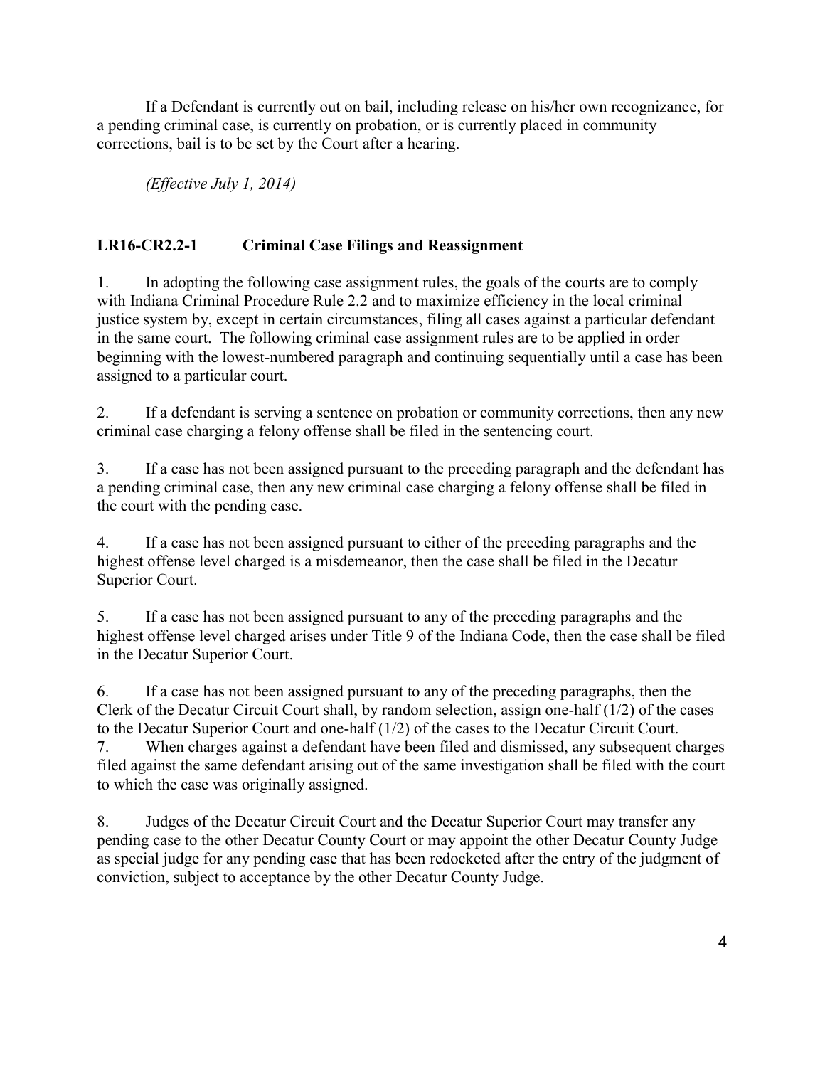If a Defendant is currently out on bail, including release on his/her own recognizance, for a pending criminal case, is currently on probation, or is currently placed in community corrections, bail is to be set by the Court after a hearing.

*(Effective July 1, 2014)*

## LR16-CR2.2-1 Criminal Case Filings and Reassignment

1. In adopting the following case assignment rules, the goals of the courts are to comply with Indiana Criminal Procedure Rule 2.2 and to maximize efficiency in the local criminal justice system by, except in certain circumstances, filing all cases against a particular defendant in the same court. The following criminal case assignment rules are to be applied in order beginning with the lowest-numbered paragraph and continuing sequentially until a case has been assigned to a particular court.

2. If a defendant is serving a sentence on probation or community corrections, then any new criminal case charging a felony offense shall be filed in the sentencing court.

3. If a case has not been assigned pursuant to the preceding paragraph and the defendant has a pending criminal case, then any new criminal case charging a felony offense shall be filed in the court with the pending case.

4. If a case has not been assigned pursuant to either of the preceding paragraphs and the highest offense level charged is a misdemeanor, then the case shall be filed in the Decatur Superior Court.

5. If a case has not been assigned pursuant to any of the preceding paragraphs and the highest offense level charged arises under Title 9 of the Indiana Code, then the case shall be filed in the Decatur Superior Court.

6. If a case has not been assigned pursuant to any of the preceding paragraphs, then the Clerk of the Decatur Circuit Court shall, by random selection, assign one-half (1/2) of the cases to the Decatur Superior Court and one-half (1/2) of the cases to the Decatur Circuit Court.

7. When charges against a defendant have been filed and dismissed, any subsequent charges filed against the same defendant arising out of the same investigation shall be filed with the court to which the case was originally assigned.

8. Judges of the Decatur Circuit Court and the Decatur Superior Court may transfer any pending case to the other Decatur County Court or may appoint the other Decatur County Judge as special judge for any pending case that has been redocketed after the entry of the judgment of conviction, subject to acceptance by the other Decatur County Judge.